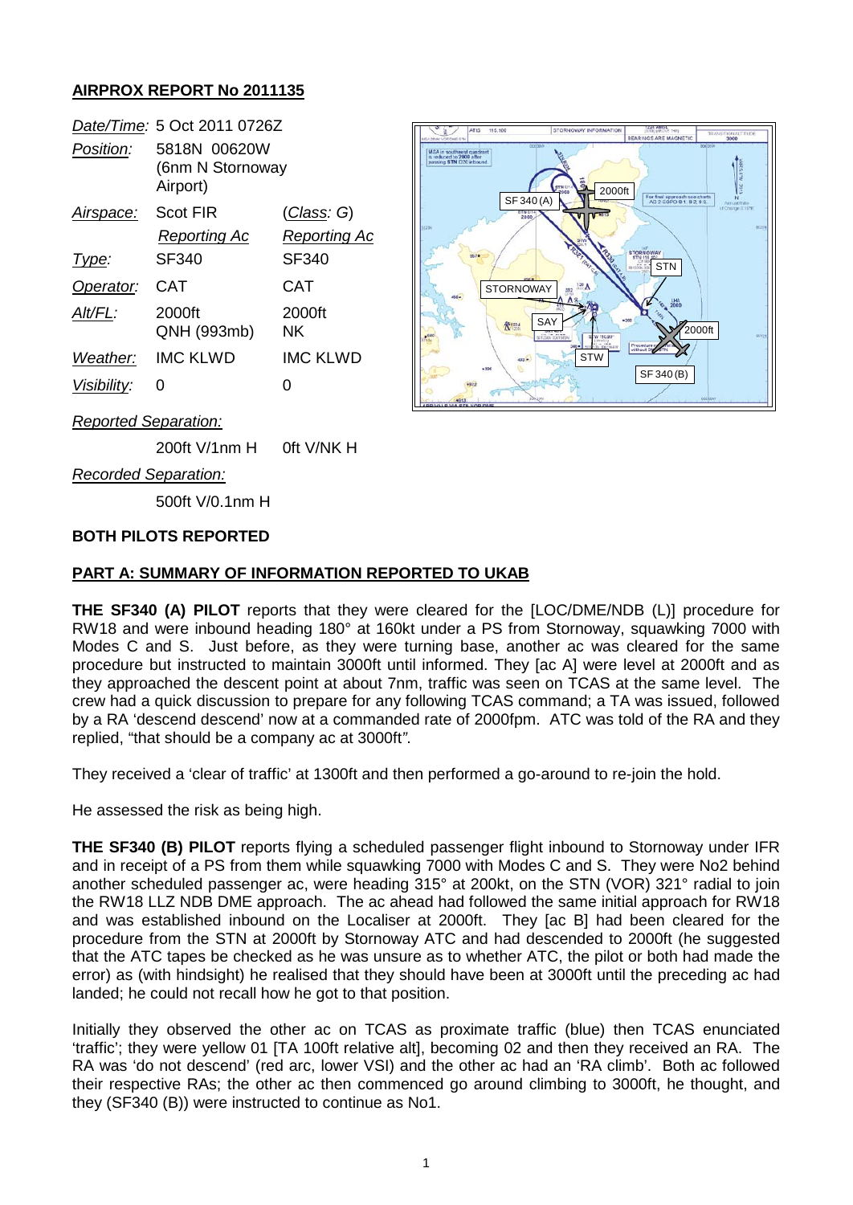## AIRPROX REPORT No 2011135

| | | |
|---|---|---|
| *Date/Time:* | 5 Oct 2011 0726Z | |
| *Position:* | 5818N 00620W (6nm N Stornoway Airport) | |
| *Airspace:* | Scot FIR | (*Class*: G) |
| | *Reporting Ac* | *Reporting Ac* |
| *Type:* | SF340 | SF340 |
| *Operator:* | CAT | CAT |
| *Alt/FL:* | 2000ft QNH (993mb) | 2000ft NK |
| *Weather:* | IMC KLWD | IMC KLWD |
| *Visibility:* | 0 | 0 |

*Reported Separation:*

200ft V/1nm H    0ft V/NK H

*Recorded Separation:*

500ft V/0.1nm H

**BOTH PILOTS REPORTED**

**PART A: SUMMARY OF INFORMATION REPORTED TO UKAB**

**THE SF340 (A) PILOT** reports that they were cleared for the [LOC/DME/NDB (L)] procedure for RW18 and were inbound heading 180° at 160kt under a PS from Stornoway, squawking 7000 with Modes C and S. Just before, as they were turning base, another ac was cleared for the same procedure but instructed to maintain 3000ft until informed. They [ac A] were level at 2000ft and as they approached the descent point at about 7nm, traffic was seen on TCAS at the same level. The crew had a quick discussion to prepare for any following TCAS command; a TA was issued, followed by a RA 'descend descend' now at a commanded rate of 2000fpm. ATC was told of the RA and they replied, "that should be a company ac at 3000ft".

They received a 'clear of traffic' at 1300ft and then performed a go-around to re-join the hold.

He assessed the risk as being high.

**THE SF340 (B) PILOT** reports flying a scheduled passenger flight inbound to Stornoway under IFR and in receipt of a PS from them while squawking 7000 with Modes C and S. They were No2 behind another scheduled passenger ac, were heading 315° at 200kt, on the STN (VOR) 321° radial to join the RW18 LLZ NDB DME approach. The ac ahead had followed the same initial approach for RW18 and was established inbound on the Localiser at 2000ft. They [ac B] had been cleared for the procedure from the STN at 2000ft by Stornoway ATC and had descended to 2000ft (he suggested that the ATC tapes be checked as he was unsure as to whether ATC, the pilot or both had made the error) as (with hindsight) he realised that they should have been at 3000ft until the preceding ac had landed; he could not recall how he got to that position.

Initially they observed the other ac on TCAS as proximate traffic (blue) then TCAS enunciated 'traffic'; they were yellow 01 [TA 100ft relative alt], becoming 02 and then they received an RA. The RA was 'do not descend' (red arc, lower VSI) and the other ac had an 'RA climb'. Both ac followed their respective RAs; the other ac then commenced go around climbing to 3000ft, he thought, and they (SF340 (B)) were instructed to continue as No1.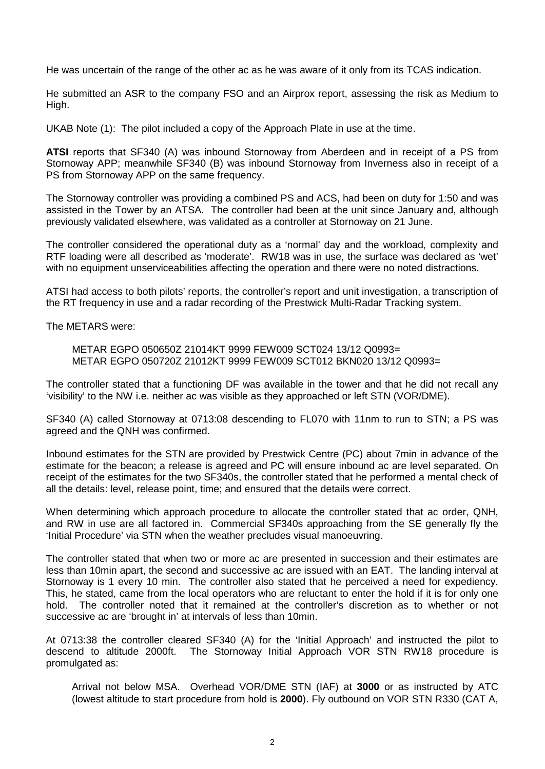He was uncertain of the range of the other ac as he was aware of it only from its TCAS indication.

He submitted an ASR to the company FSO and an Airprox report, assessing the risk as Medium to High.

UKAB Note (1): The pilot included a copy of the Approach Plate in use at the time.

**ATSI** reports that SF340 (A) was inbound Stornoway from Aberdeen and in receipt of a PS from Stornoway APP; meanwhile SF340 (B) was inbound Stornoway from Inverness also in receipt of a PS from Stornoway APP on the same frequency.

The Stornoway controller was providing a combined PS and ACS, had been on duty for 1:50 and was assisted in the Tower by an ATSA. The controller had been at the unit since January and, although previously validated elsewhere, was validated as a controller at Stornoway on 21 June.

The controller considered the operational duty as a 'normal' day and the workload, complexity and RTF loading were all described as 'moderate'. RW18 was in use, the surface was declared as 'wet' with no equipment unserviceabilities affecting the operation and there were no noted distractions.

ATSI had access to both pilots' reports, the controller's report and unit investigation, a transcription of the RT frequency in use and a radar recording of the Prestwick Multi-Radar Tracking system.

The METARS were:

METAR EGPO 050650Z 21014KT 9999 FEW009 SCT024 13/12 Q0993=
METAR EGPO 050720Z 21012KT 9999 FEW009 SCT012 BKN020 13/12 Q0993=

The controller stated that a functioning DF was available in the tower and that he did not recall any 'visibility' to the NW i.e. neither ac was visible as they approached or left STN (VOR/DME).

SF340 (A) called Stornoway at 0713:08 descending to FL070 with 11nm to run to STN; a PS was agreed and the QNH was confirmed.

Inbound estimates for the STN are provided by Prestwick Centre (PC) about 7min in advance of the estimate for the beacon; a release is agreed and PC will ensure inbound ac are level separated. On receipt of the estimates for the two SF340s, the controller stated that he performed a mental check of all the details: level, release point, time; and ensured that the details were correct.

When determining which approach procedure to allocate the controller stated that ac order, QNH, and RW in use are all factored in. Commercial SF340s approaching from the SE generally fly the 'Initial Procedure' via STN when the weather precludes visual manoeuvring.

The controller stated that when two or more ac are presented in succession and their estimates are less than 10min apart, the second and successive ac are issued with an EAT. The landing interval at Stornoway is 1 every 10 min. The controller also stated that he perceived a need for expediency. This, he stated, came from the local operators who are reluctant to enter the hold if it is for only one hold. The controller noted that it remained at the controller's discretion as to whether or not successive ac are 'brought in' at intervals of less than 10min.

At 0713:38 the controller cleared SF340 (A) for the 'Initial Approach' and instructed the pilot to descend to altitude 2000ft. The Stornoway Initial Approach VOR STN RW18 procedure is promulgated as:

Arrival not below MSA. Overhead VOR/DME STN (IAF) at **3000** or as instructed by ATC (lowest altitude to start procedure from hold is **2000**). Fly outbound on VOR STN R330 (CAT A,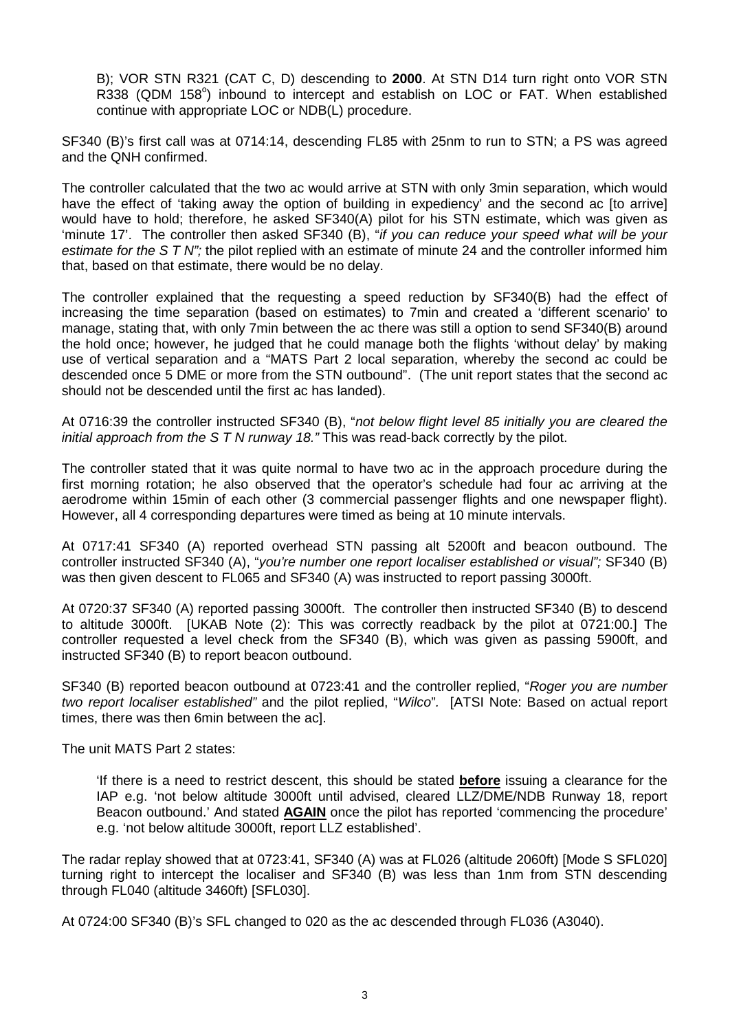B); VOR STN R321 (CAT C, D) descending to **2000**. At STN D14 turn right onto VOR STN R338 (QDM 158°) inbound to intercept and establish on LOC or FAT. When established continue with appropriate LOC or NDB(L) procedure.

SF340 (B)'s first call was at 0714:14, descending FL85 with 25nm to run to STN; a PS was agreed and the QNH confirmed.

The controller calculated that the two ac would arrive at STN with only 3min separation, which would have the effect of 'taking away the option of building in expediency' and the second ac [to arrive] would have to hold; therefore, he asked SF340(A) pilot for his STN estimate, which was given as 'minute 17'. The controller then asked SF340 (B), "*if you can reduce your speed what will be your estimate for the S T N";* the pilot replied with an estimate of minute 24 and the controller informed him that, based on that estimate, there would be no delay.

The controller explained that the requesting a speed reduction by SF340(B) had the effect of increasing the time separation (based on estimates) to 7min and created a 'different scenario' to manage, stating that, with only 7min between the ac there was still a option to send SF340(B) around the hold once; however, he judged that he could manage both the flights 'without delay' by making use of vertical separation and a "MATS Part 2 local separation, whereby the second ac could be descended once 5 DME or more from the STN outbound". (The unit report states that the second ac should not be descended until the first ac has landed).

At 0716:39 the controller instructed SF340 (B), "*not below flight level 85 initially you are cleared the initial approach from the S T N runway 18."* This was read-back correctly by the pilot.

The controller stated that it was quite normal to have two ac in the approach procedure during the first morning rotation; he also observed that the operator's schedule had four ac arriving at the aerodrome within 15min of each other (3 commercial passenger flights and one newspaper flight). However, all 4 corresponding departures were timed as being at 10 minute intervals.

At 0717:41 SF340 (A) reported overhead STN passing alt 5200ft and beacon outbound. The controller instructed SF340 (A), "*you're number one report localiser established or visual";* SF340 (B) was then given descent to FL065 and SF340 (A) was instructed to report passing 3000ft.

At 0720:37 SF340 (A) reported passing 3000ft. The controller then instructed SF340 (B) to descend to altitude 3000ft. [UKAB Note (2): This was correctly readback by the pilot at 0721:00.] The controller requested a level check from the SF340 (B), which was given as passing 5900ft, and instructed SF340 (B) to report beacon outbound.

SF340 (B) reported beacon outbound at 0723:41 and the controller replied, "*Roger you are number two report localiser established"* and the pilot replied, "*Wilco*". [ATSI Note: Based on actual report times, there was then 6min between the ac].

The unit MATS Part 2 states:

> 'If there is a need to restrict descent, this should be stated **before** issuing a clearance for the IAP e.g. 'not below altitude 3000ft until advised, cleared LLZ/DME/NDB Runway 18, report Beacon outbound.' And stated **AGAIN** once the pilot has reported 'commencing the procedure' e.g. 'not below altitude 3000ft, report LLZ established'.

The radar replay showed that at 0723:41, SF340 (A) was at FL026 (altitude 2060ft) [Mode S SFL020] turning right to intercept the localiser and SF340 (B) was less than 1nm from STN descending through FL040 (altitude 3460ft) [SFL030].

At 0724:00 SF340 (B)'s SFL changed to 020 as the ac descended through FL036 (A3040).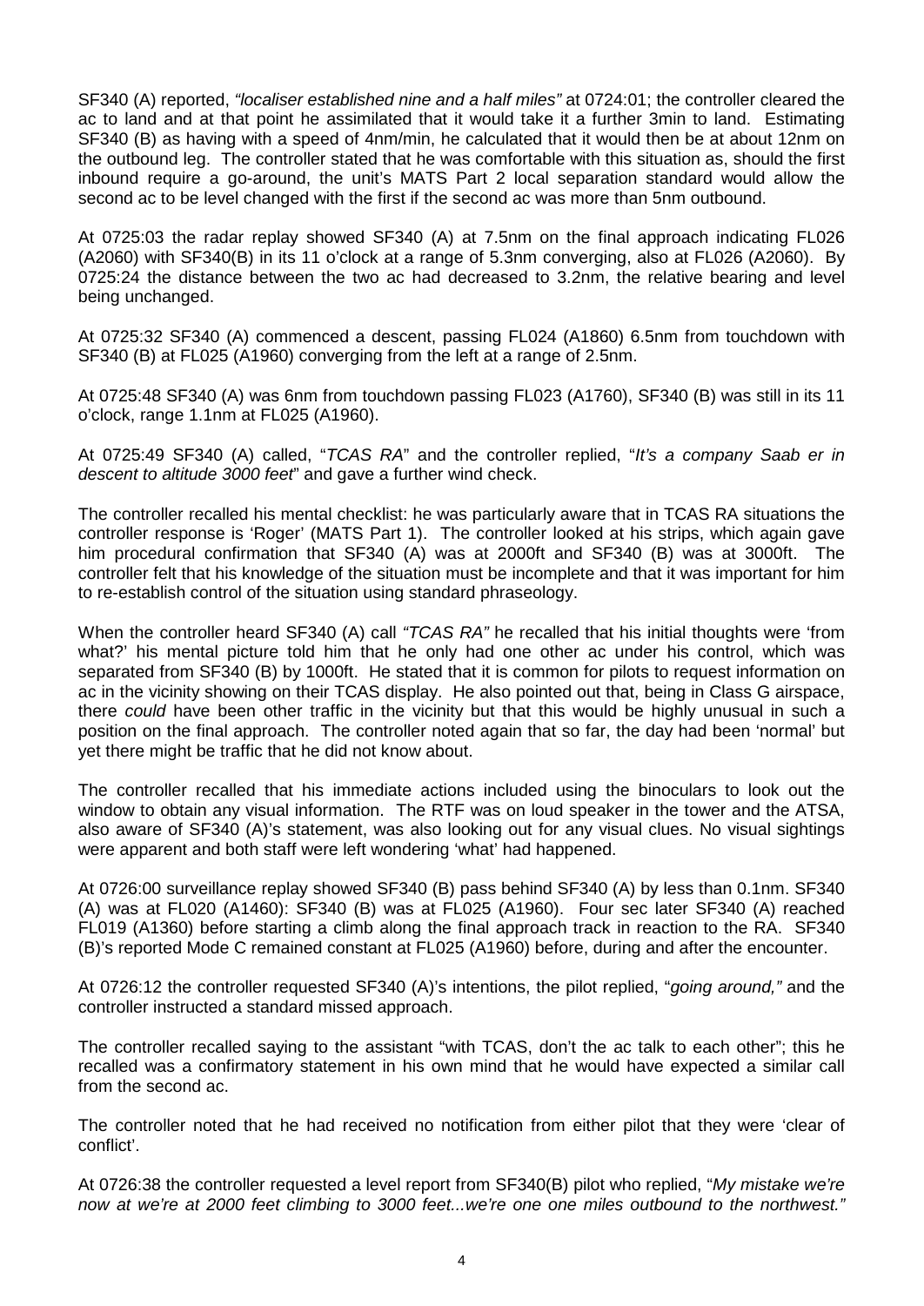SF340 (A) reported, *"localiser established nine and a half miles"* at 0724:01; the controller cleared the ac to land and at that point he assimilated that it would take it a further 3min to land. Estimating SF340 (B) as having with a speed of 4nm/min, he calculated that it would then be at about 12nm on the outbound leg. The controller stated that he was comfortable with this situation as, should the first inbound require a go-around, the unit's MATS Part 2 local separation standard would allow the second ac to be level changed with the first if the second ac was more than 5nm outbound.

At 0725:03 the radar replay showed SF340 (A) at 7.5nm on the final approach indicating FL026 (A2060) with SF340(B) in its 11 o'clock at a range of 5.3nm converging, also at FL026 (A2060). By 0725:24 the distance between the two ac had decreased to 3.2nm, the relative bearing and level being unchanged.

At 0725:32 SF340 (A) commenced a descent, passing FL024 (A1860) 6.5nm from touchdown with SF340 (B) at FL025 (A1960) converging from the left at a range of 2.5nm.

At 0725:48 SF340 (A) was 6nm from touchdown passing FL023 (A1760), SF340 (B) was still in its 11 o'clock, range 1.1nm at FL025 (A1960).

At 0725:49 SF340 (A) called, "*TCAS RA*" and the controller replied, "*It's a company Saab er in descent to altitude 3000 feet*" and gave a further wind check.

The controller recalled his mental checklist: he was particularly aware that in TCAS RA situations the controller response is 'Roger' (MATS Part 1). The controller looked at his strips, which again gave him procedural confirmation that SF340 (A) was at 2000ft and SF340 (B) was at 3000ft. The controller felt that his knowledge of the situation must be incomplete and that it was important for him to re-establish control of the situation using standard phraseology.

When the controller heard SF340 (A) call *"TCAS RA"* he recalled that his initial thoughts were 'from what?' his mental picture told him that he only had one other ac under his control, which was separated from SF340 (B) by 1000ft. He stated that it is common for pilots to request information on ac in the vicinity showing on their TCAS display. He also pointed out that, being in Class G airspace, there *could* have been other traffic in the vicinity but that this would be highly unusual in such a position on the final approach. The controller noted again that so far, the day had been 'normal' but yet there might be traffic that he did not know about.

The controller recalled that his immediate actions included using the binoculars to look out the window to obtain any visual information. The RTF was on loud speaker in the tower and the ATSA, also aware of SF340 (A)'s statement, was also looking out for any visual clues. No visual sightings were apparent and both staff were left wondering 'what' had happened.

At 0726:00 surveillance replay showed SF340 (B) pass behind SF340 (A) by less than 0.1nm. SF340 (A) was at FL020 (A1460): SF340 (B) was at FL025 (A1960). Four sec later SF340 (A) reached FL019 (A1360) before starting a climb along the final approach track in reaction to the RA. SF340 (B)'s reported Mode C remained constant at FL025 (A1960) before, during and after the encounter.

At 0726:12 the controller requested SF340 (A)'s intentions, the pilot replied, "*going around,*" and the controller instructed a standard missed approach.

The controller recalled saying to the assistant "with TCAS, don't the ac talk to each other"; this he recalled was a confirmatory statement in his own mind that he would have expected a similar call from the second ac.

The controller noted that he had received no notification from either pilot that they were 'clear of conflict'.

At 0726:38 the controller requested a level report from SF340(B) pilot who replied, "*My mistake we're now at we're at 2000 feet climbing to 3000 feet...we're one one miles outbound to the northwest.*"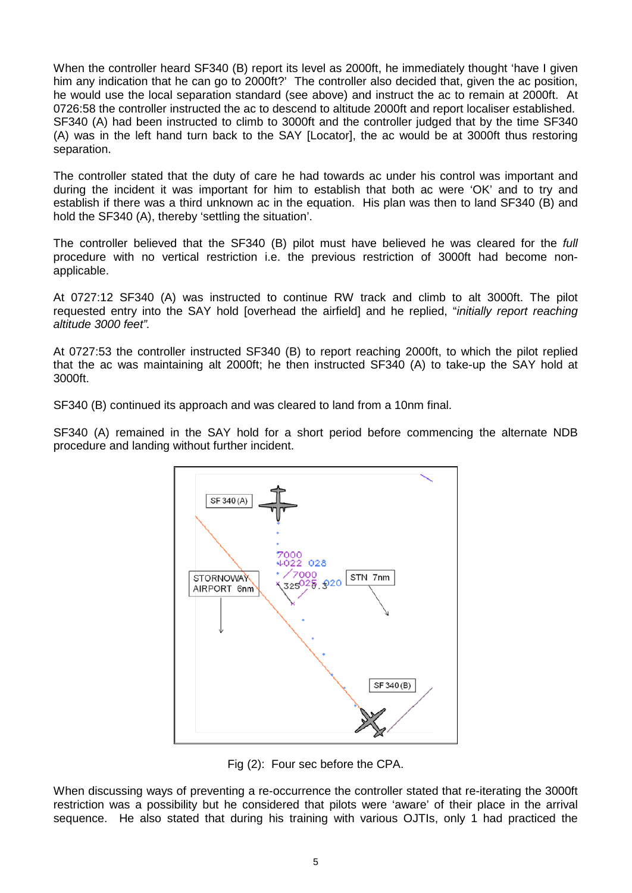When the controller heard SF340 (B) report its level as 2000ft, he immediately thought 'have I given him any indication that he can go to 2000ft?' The controller also decided that, given the ac position, he would use the local separation standard (see above) and instruct the ac to remain at 2000ft. At 0726:58 the controller instructed the ac to descend to altitude 2000ft and report localiser established. SF340 (A) had been instructed to climb to 3000ft and the controller judged that by the time SF340 (A) was in the left hand turn back to the SAY [Locator], the ac would be at 3000ft thus restoring separation.

The controller stated that the duty of care he had towards ac under his control was important and during the incident it was important for him to establish that both ac were 'OK' and to try and establish if there was a third unknown ac in the equation. His plan was then to land SF340 (B) and hold the SF340 (A), thereby 'settling the situation'.

The controller believed that the SF340 (B) pilot must have believed he was cleared for the *full* procedure with no vertical restriction i.e. the previous restriction of 3000ft had become non-applicable.

At 0727:12 SF340 (A) was instructed to continue RW track and climb to alt 3000ft. The pilot requested entry into the SAY hold [overhead the airfield] and he replied, "*initially report reaching altitude 3000 feet".*

At 0727:53 the controller instructed SF340 (B) to report reaching 2000ft, to which the pilot replied that the ac was maintaining alt 2000ft; he then instructed SF340 (A) to take-up the SAY hold at 3000ft.

SF340 (B) continued its approach and was cleared to land from a 10nm final.

SF340 (A) remained in the SAY hold for a short period before commencing the alternate NDB procedure and landing without further incident.

Fig (2): Four sec before the CPA.

When discussing ways of preventing a re-occurrence the controller stated that re-iterating the 3000ft restriction was a possibility but he considered that pilots were 'aware' of their place in the arrival sequence. He also stated that during his training with various OJTIs, only 1 had practiced the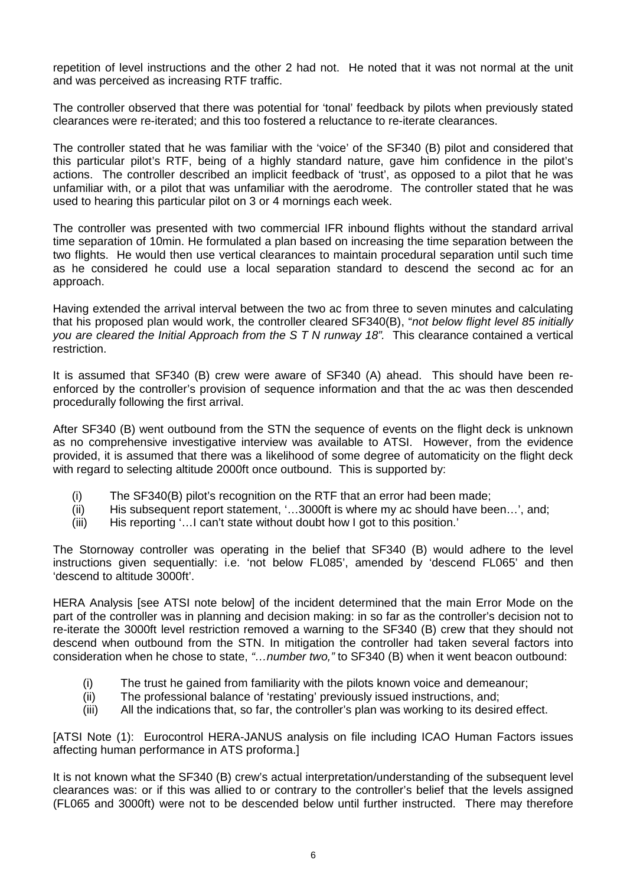repetition of level instructions and the other 2 had not. He noted that it was not normal at the unit and was perceived as increasing RTF traffic.

The controller observed that there was potential for 'tonal' feedback by pilots when previously stated clearances were re-iterated; and this too fostered a reluctance to re-iterate clearances.

The controller stated that he was familiar with the 'voice' of the SF340 (B) pilot and considered that this particular pilot's RTF, being of a highly standard nature, gave him confidence in the pilot's actions. The controller described an implicit feedback of 'trust', as opposed to a pilot that he was unfamiliar with, or a pilot that was unfamiliar with the aerodrome. The controller stated that he was used to hearing this particular pilot on 3 or 4 mornings each week.

The controller was presented with two commercial IFR inbound flights without the standard arrival time separation of 10min. He formulated a plan based on increasing the time separation between the two flights. He would then use vertical clearances to maintain procedural separation until such time as he considered he could use a local separation standard to descend the second ac for an approach.

Having extended the arrival interval between the two ac from three to seven minutes and calculating that his proposed plan would work, the controller cleared SF340(B), "*not below flight level 85 initially you are cleared the Initial Approach from the S T N runway 18"*. This clearance contained a vertical restriction.

It is assumed that SF340 (B) crew were aware of SF340 (A) ahead. This should have been re-enforced by the controller's provision of sequence information and that the ac was then descended procedurally following the first arrival.

After SF340 (B) went outbound from the STN the sequence of events on the flight deck is unknown as no comprehensive investigative interview was available to ATSI. However, from the evidence provided, it is assumed that there was a likelihood of some degree of automaticity on the flight deck with regard to selecting altitude 2000ft once outbound. This is supported by:

(i) The SF340(B) pilot's recognition on the RTF that an error had been made;
(ii) His subsequent report statement, '…3000ft is where my ac should have been…', and;
(iii) His reporting '…I can't state without doubt how I got to this position.'

The Stornoway controller was operating in the belief that SF340 (B) would adhere to the level instructions given sequentially: i.e. 'not below FL085', amended by 'descend FL065' and then 'descend to altitude 3000ft'.

HERA Analysis [see ATSI note below] of the incident determined that the main Error Mode on the part of the controller was in planning and decision making: in so far as the controller's decision not to re-iterate the 3000ft level restriction removed a warning to the SF340 (B) crew that they should not descend when outbound from the STN. In mitigation the controller had taken several factors into consideration when he chose to state, *"…number two,"* to SF340 (B) when it went beacon outbound:

(i) The trust he gained from familiarity with the pilots known voice and demeanour;
(ii) The professional balance of 'restating' previously issued instructions, and;
(iii) All the indications that, so far, the controller's plan was working to its desired effect.

[ATSI Note (1): Eurocontrol HERA-JANUS analysis on file including ICAO Human Factors issues affecting human performance in ATS proforma.]

It is not known what the SF340 (B) crew's actual interpretation/understanding of the subsequent level clearances was: or if this was allied to or contrary to the controller's belief that the levels assigned (FL065 and 3000ft) were not to be descended below until further instructed. There may therefore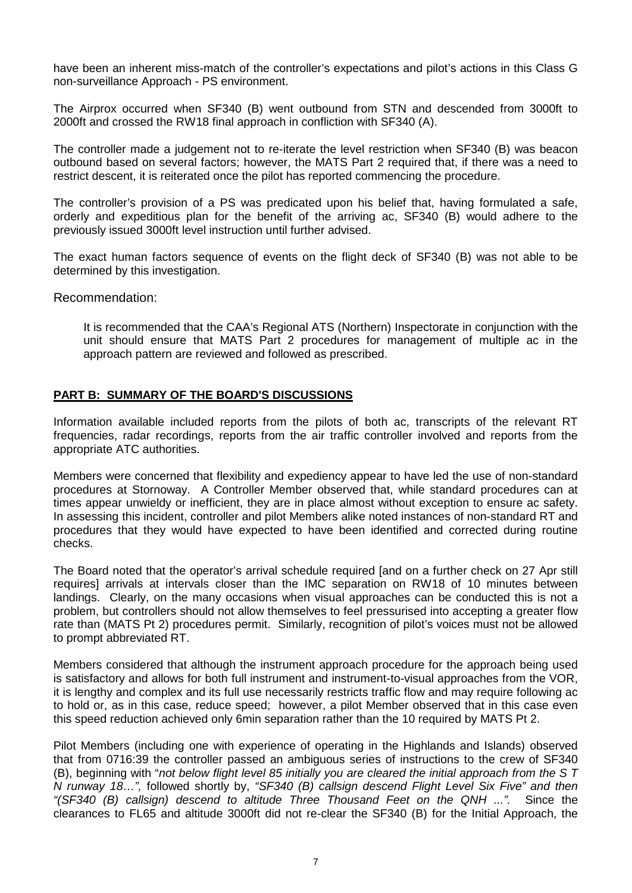have been an inherent miss-match of the controller's expectations and pilot's actions in this Class G non-surveillance Approach - PS environment.

The Airprox occurred when SF340 (B) went outbound from STN and descended from 3000ft to 2000ft and crossed the RW18 final approach in confliction with SF340 (A).

The controller made a judgement not to re-iterate the level restriction when SF340 (B) was beacon outbound based on several factors; however, the MATS Part 2 required that, if there was a need to restrict descent, it is reiterated once the pilot has reported commencing the procedure.

The controller's provision of a PS was predicated upon his belief that, having formulated a safe, orderly and expeditious plan for the benefit of the arriving ac, SF340 (B) would adhere to the previously issued 3000ft level instruction until further advised.

The exact human factors sequence of events on the flight deck of SF340 (B) was not able to be determined by this investigation.

Recommendation:

> It is recommended that the CAA's Regional ATS (Northern) Inspectorate in conjunction with the unit should ensure that MATS Part 2 procedures for management of multiple ac in the approach pattern are reviewed and followed as prescribed.

## PART B: SUMMARY OF THE BOARD'S DISCUSSIONS

Information available included reports from the pilots of both ac, transcripts of the relevant RT frequencies, radar recordings, reports from the air traffic controller involved and reports from the appropriate ATC authorities.

Members were concerned that flexibility and expediency appear to have led the use of non-standard procedures at Stornoway. A Controller Member observed that, while standard procedures can at times appear unwieldy or inefficient, they are in place almost without exception to ensure ac safety. In assessing this incident, controller and pilot Members alike noted instances of non-standard RT and procedures that they would have expected to have been identified and corrected during routine checks.

The Board noted that the operator's arrival schedule required [and on a further check on 27 Apr still requires] arrivals at intervals closer than the IMC separation on RW18 of 10 minutes between landings. Clearly, on the many occasions when visual approaches can be conducted this is not a problem, but controllers should not allow themselves to feel pressurised into accepting a greater flow rate than (MATS Pt 2) procedures permit. Similarly, recognition of pilot's voices must not be allowed to prompt abbreviated RT.

Members considered that although the instrument approach procedure for the approach being used is satisfactory and allows for both full instrument and instrument-to-visual approaches from the VOR, it is lengthy and complex and its full use necessarily restricts traffic flow and may require following ac to hold or, as in this case, reduce speed; however, a pilot Member observed that in this case even this speed reduction achieved only 6min separation rather than the 10 required by MATS Pt 2.

Pilot Members (including one with experience of operating in the Highlands and Islands) observed that from 0716:39 the controller passed an ambiguous series of instructions to the crew of SF340 (B), beginning with "*not below flight level 85 initially you are cleared the initial approach from the S T N runway 18…*", followed shortly by, *"SF340 (B) callsign descend Flight Level Six Five"* and then *"(SF340 (B) callsign) descend to altitude Three Thousand Feet on the QNH ...".* Since the clearances to FL65 and altitude 3000ft did not re-clear the SF340 (B) for the Initial Approach, the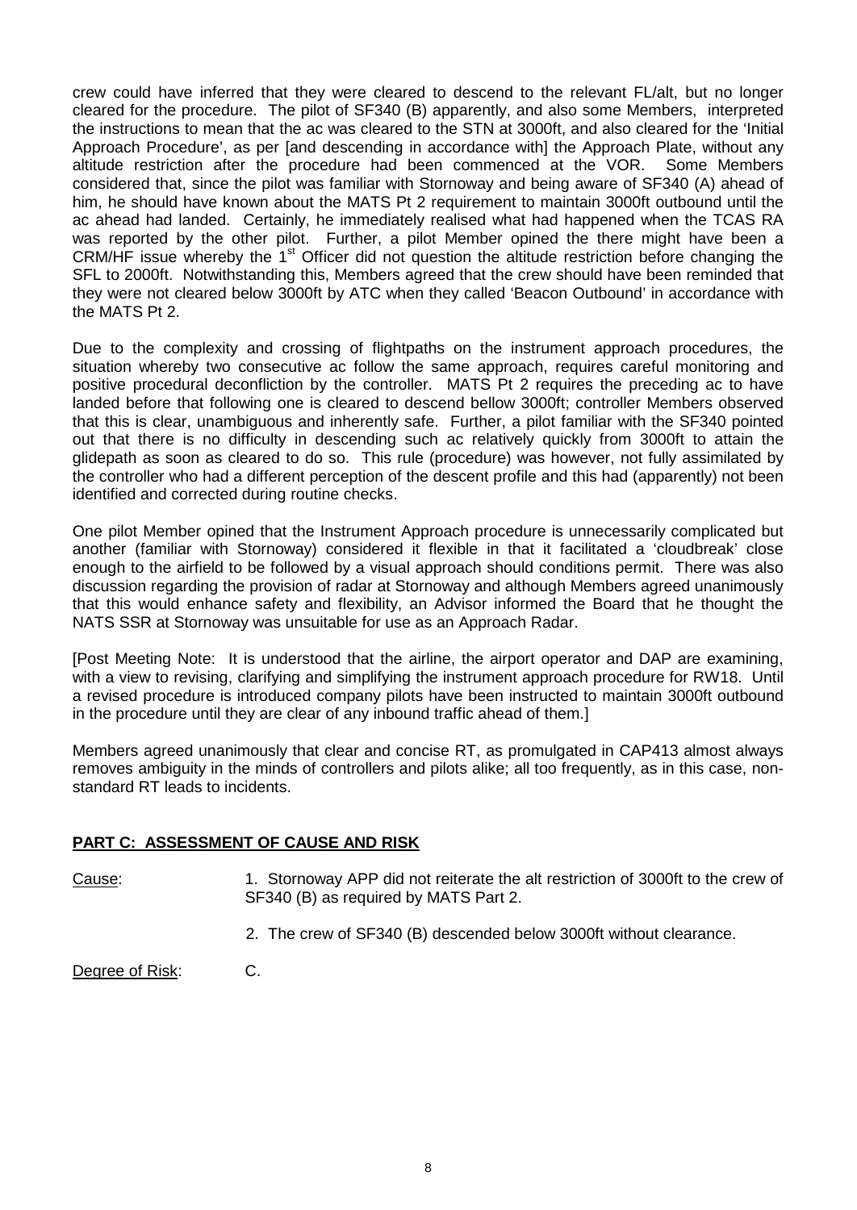crew could have inferred that they were cleared to descend to the relevant FL/alt, but no longer cleared for the procedure. The pilot of SF340 (B) apparently, and also some Members, interpreted the instructions to mean that the ac was cleared to the STN at 3000ft, and also cleared for the 'Initial Approach Procedure', as per [and descending in accordance with] the Approach Plate, without any altitude restriction after the procedure had been commenced at the VOR. Some Members considered that, since the pilot was familiar with Stornoway and being aware of SF340 (A) ahead of him, he should have known about the MATS Pt 2 requirement to maintain 3000ft outbound until the ac ahead had landed. Certainly, he immediately realised what had happened when the TCAS RA was reported by the other pilot. Further, a pilot Member opined the there might have been a CRM/HF issue whereby the 1st Officer did not question the altitude restriction before changing the SFL to 2000ft. Notwithstanding this, Members agreed that the crew should have been reminded that they were not cleared below 3000ft by ATC when they called 'Beacon Outbound' in accordance with the MATS Pt 2.

Due to the complexity and crossing of flightpaths on the instrument approach procedures, the situation whereby two consecutive ac follow the same approach, requires careful monitoring and positive procedural deconfliction by the controller. MATS Pt 2 requires the preceding ac to have landed before that following one is cleared to descend bellow 3000ft; controller Members observed that this is clear, unambiguous and inherently safe. Further, a pilot familiar with the SF340 pointed out that there is no difficulty in descending such ac relatively quickly from 3000ft to attain the glidepath as soon as cleared to do so. This rule (procedure) was however, not fully assimilated by the controller who had a different perception of the descent profile and this had (apparently) not been identified and corrected during routine checks.

One pilot Member opined that the Instrument Approach procedure is unnecessarily complicated but another (familiar with Stornoway) considered it flexible in that it facilitated a 'cloudbreak' close enough to the airfield to be followed by a visual approach should conditions permit. There was also discussion regarding the provision of radar at Stornoway and although Members agreed unanimously that this would enhance safety and flexibility, an Advisor informed the Board that he thought the NATS SSR at Stornoway was unsuitable for use as an Approach Radar.

[Post Meeting Note: It is understood that the airline, the airport operator and DAP are examining, with a view to revising, clarifying and simplifying the instrument approach procedure for RW18. Until a revised procedure is introduced company pilots have been instructed to maintain 3000ft outbound in the procedure until they are clear of any inbound traffic ahead of them.]

Members agreed unanimously that clear and concise RT, as promulgated in CAP413 almost always removes ambiguity in the minds of controllers and pilots alike; all too frequently, as in this case, non-standard RT leads to incidents.

## PART C: ASSESSMENT OF CAUSE AND RISK

Cause:

1. Stornoway APP did not reiterate the alt restriction of 3000ft to the crew of SF340 (B) as required by MATS Part 2.
2. The crew of SF340 (B) descended below 3000ft without clearance.

Degree of Risk: C.